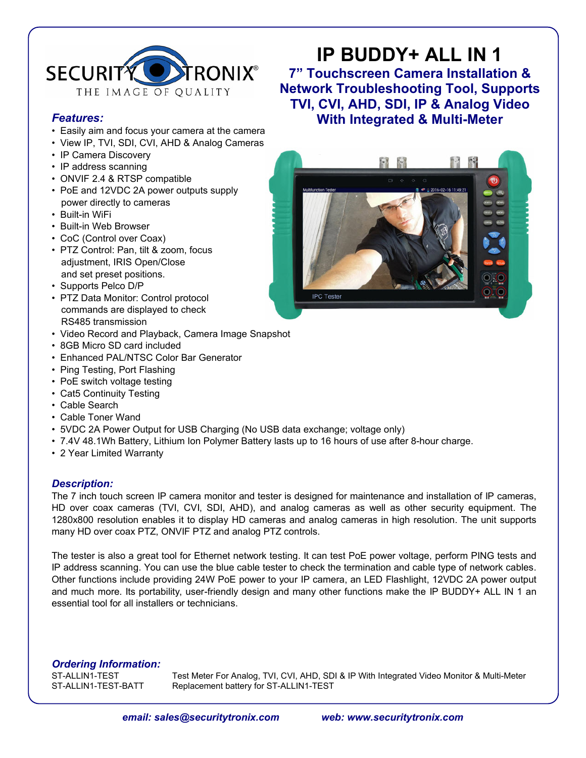SECURITY TRONIX®
THE IMAGE OF QUALITY

# IP BUDDY+ ALL IN 1

## 7" Touchscreen Camera Installation & Network Troubleshooting Tool, Supports TVI, CVI, AHD, SDI, IP & Analog Video With Integrated & Multi-Meter

### *Features:*

- Easily aim and focus your camera at the camera
- View IP, TVI, SDI, CVI, AHD & Analog Cameras
- IP Camera Discovery
- IP address scanning
- ONVIF 2.4 & RTSP compatible
- PoE and 12VDC 2A power outputs supply power directly to cameras
- Built-in WiFi
- Built-in Web Browser
- CoC (Control over Coax)
- PTZ Control: Pan, tilt & zoom, focus adjustment, IRIS Open/Close and set preset positions.
- Supports Pelco D/P
- PTZ Data Monitor: Control protocol commands are displayed to check RS485 transmission
- Video Record and Playback, Camera Image Snapshot
- 8GB Micro SD card included
- Enhanced PAL/NTSC Color Bar Generator
- Ping Testing, Port Flashing
- PoE switch voltage testing
- Cat5 Continuity Testing
- Cable Search
- Cable Toner Wand
- 5VDC 2A Power Output for USB Charging (No USB data exchange; voltage only)
- 7.4V 48.1Wh Battery, Lithium Ion Polymer Battery lasts up to 16 hours of use after 8-hour charge.
- 2 Year Limited Warranty

### *Description:*

The 7 inch touch screen IP camera monitor and tester is designed for maintenance and installation of IP cameras, HD over coax cameras (TVI, CVI, SDI, AHD), and analog cameras as well as other security equipment. The 1280x800 resolution enables it to display HD cameras and analog cameras in high resolution. The unit supports many HD over coax PTZ, ONVIF PTZ and analog PTZ controls.

The tester is also a great tool for Ethernet network testing. It can test PoE power voltage, perform PING tests and IP address scanning. You can use the blue cable tester to check the termination and cable type of network cables. Other functions include providing 24W PoE power to your IP camera, an LED Flashlight, 12VDC 2A power output and much more. Its portability, user-friendly design and many other functions make the IP BUDDY+ ALL IN 1 an essential tool for all installers or technicians.

### *Ordering Information:*

| | |
|---|---|
| ST-ALLIN1-TEST | Test Meter For Analog, TVI, CVI, AHD, SDI & IP With Integrated Video Monitor & Multi-Meter |
| ST-ALLIN1-TEST-BATT | Replacement battery for ST-ALLIN1-TEST |

***email: sales@securitytronix.com*** ***web: www.securitytronix.com***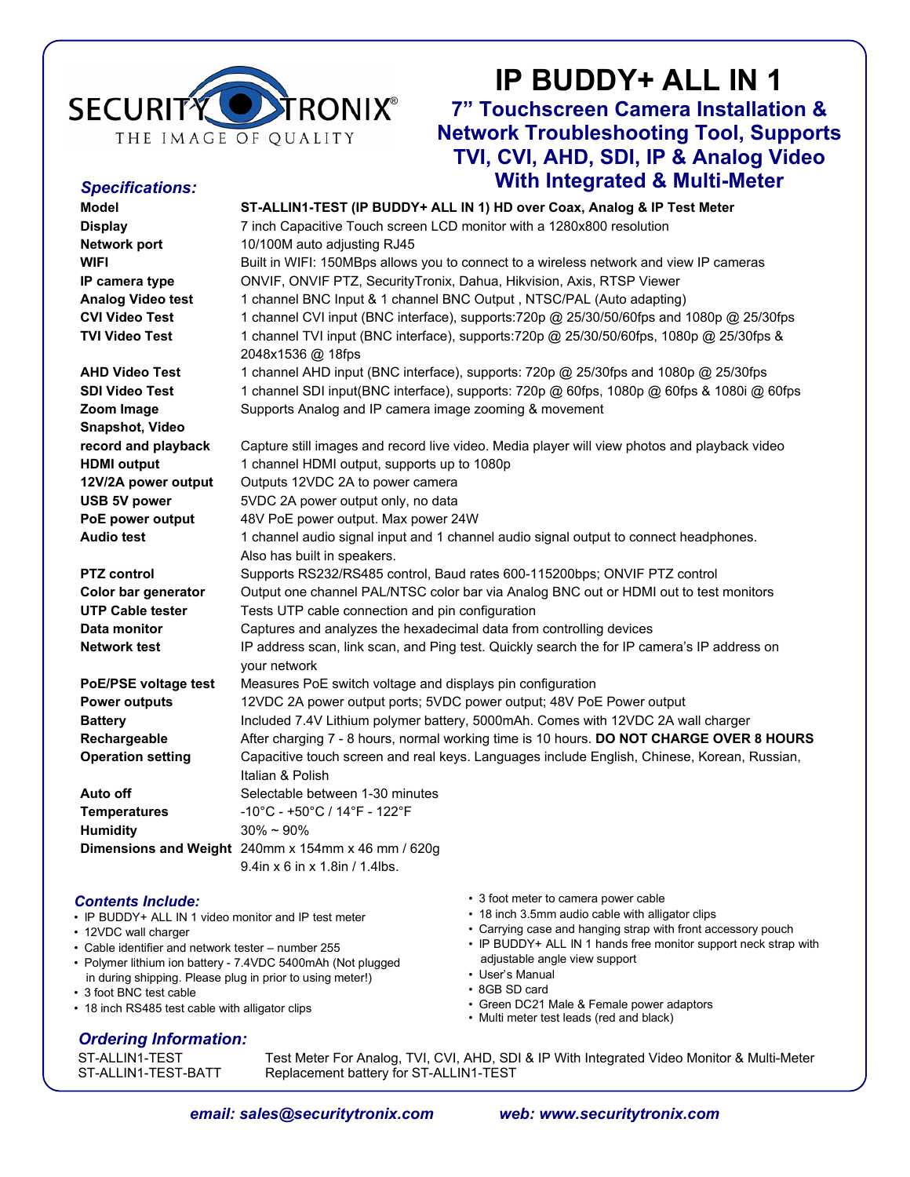SECURITY TRONIX®
THE IMAGE OF QUALITY

# IP BUDDY+ ALL IN 1

## 7" Touchscreen Camera Installation & Network Troubleshooting Tool, Supports TVI, CVI, AHD, SDI, IP & Analog Video With Integrated & Multi-Meter

### *Specifications:*

| | |
|---|---|
| **Model** | **ST-ALLIN1-TEST (IP BUDDY+ ALL IN 1) HD over Coax, Analog & IP Test Meter** |
| **Display** | 7 inch Capacitive Touch screen LCD monitor with a 1280x800 resolution |
| **Network port** | 10/100M auto adjusting RJ45 |
| **WIFI** | Built in WIFI: 150MBps allows you to connect to a wireless network and view IP cameras |
| **IP camera type** | ONVIF, ONVIF PTZ, SecurityTronix, Dahua, Hikvision, Axis, RTSP Viewer |
| **Analog Video test** | 1 channel BNC Input & 1 channel BNC Output , NTSC/PAL (Auto adapting) |
| **CVI Video Test** | 1 channel CVI input (BNC interface), supports:720p @ 25/30/50/60fps and 1080p @ 25/30fps |
| **TVI Video Test** | 1 channel TVI input (BNC interface), supports:720p @ 25/30/50/60fps, 1080p @ 25/30fps & 2048x1536 @ 18fps |
| **AHD Video Test** | 1 channel AHD input (BNC interface), supports: 720p @ 25/30fps and 1080p @ 25/30fps |
| **SDI Video Test** | 1 channel SDI input(BNC interface), supports: 720p @ 60fps, 1080p @ 60fps & 1080i @ 60fps |
| **Zoom Image** | Supports Analog and IP camera image zooming & movement |
| **Snapshot, Video record and playback** | Capture still images and record live video. Media player will view photos and playback video |
| **HDMI output** | 1 channel HDMI output, supports up to 1080p |
| **12V/2A power output** | Outputs 12VDC 2A to power camera |
| **USB 5V power** | 5VDC 2A power output only, no data |
| **PoE power output** | 48V PoE power output. Max power 24W |
| **Audio test** | 1 channel audio signal input and 1 channel audio signal output to connect headphones. Also has built in speakers. |
| **PTZ control** | Supports RS232/RS485 control, Baud rates 600-115200bps; ONVIF PTZ control |
| **Color bar generator** | Output one channel PAL/NTSC color bar via Analog BNC out or HDMI out to test monitors |
| **UTP Cable tester** | Tests UTP cable connection and pin configuration |
| **Data monitor** | Captures and analyzes the hexadecimal data from controlling devices |
| **Network test** | IP address scan, link scan, and Ping test. Quickly search the for IP camera's IP address on your network |
| **PoE/PSE voltage test** | Measures PoE switch voltage and displays pin configuration |
| **Power outputs** | 12VDC 2A power output ports; 5VDC power output; 48V PoE Power output |
| **Battery** | Included 7.4V Lithium polymer battery, 5000mAh. Comes with 12VDC 2A wall charger |
| **Rechargeable** | After charging 7 - 8 hours, normal working time is 10 hours. **DO NOT CHARGE OVER 8 HOURS** |
| **Operation setting** | Capacitive touch screen and real keys. Languages include English, Chinese, Korean, Russian, Italian & Polish |
| **Auto off** | Selectable between 1-30 minutes |
| **Temperatures** | -10°C - +50°C / 14°F - 122°F |
| **Humidity** | 30% ~ 90% |
| **Dimensions and Weight** | 240mm x 154mm x 46 mm / 620g<br>9.4in x 6 in x 1.8in / 1.4lbs. |

### *Contents Include:*

- IP BUDDY+ ALL IN 1 video monitor and IP test meter
- 12VDC wall charger
- Cable identifier and network tester – number 255
- Polymer lithium ion battery - 7.4VDC 5400mAh (Not plugged in during shipping. Please plug in prior to using meter!)
- 3 foot BNC test cable
- 18 inch RS485 test cable with alligator clips
- 3 foot meter to camera power cable
- 18 inch 3.5mm audio cable with alligator clips
- Carrying case and hanging strap with front accessory pouch
- IP BUDDY+ ALL IN 1 hands free monitor support neck strap with adjustable angle view support
- User's Manual
- 8GB SD card
- Green DC21 Male & Female power adaptors
- Multi meter test leads (red and black)

### *Ordering Information:*

| | |
|---|---|
| ST-ALLIN1-TEST | Test Meter For Analog, TVI, CVI, AHD, SDI & IP With Integrated Video Monitor & Multi-Meter |
| ST-ALLIN1-TEST-BATT | Replacement battery for ST-ALLIN1-TEST |

***email: sales@securitytronix.com*** ***web: www.securitytronix.com***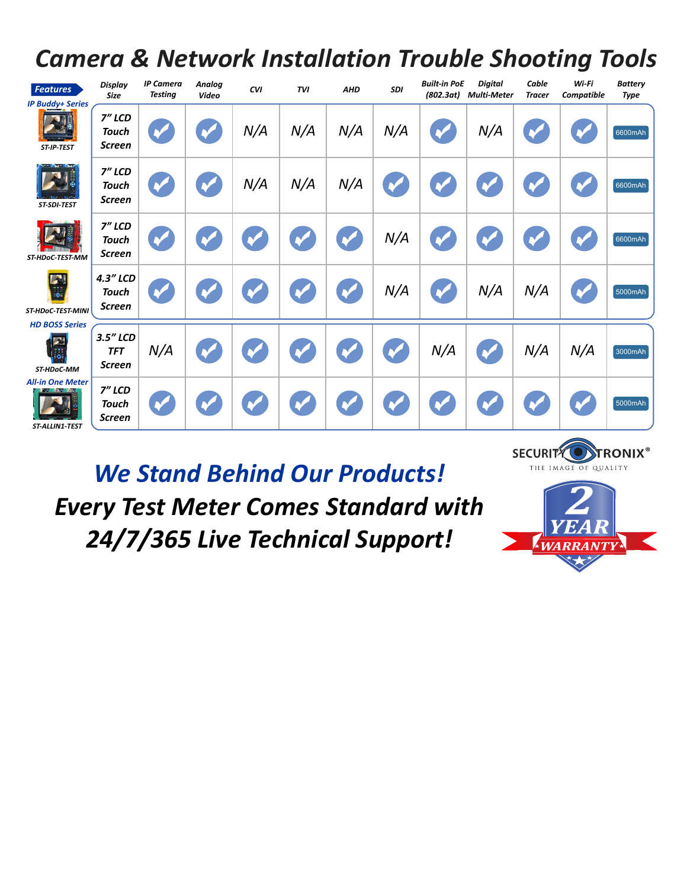# Camera & Network Installation Trouble Shooting Tools

| Features | Display Size | IP Camera Testing | Analog Video | CVI | TVI | AHD | SDI | Built-in PoE (802.3at) | Digital Multi-Meter | Cable Tracer | Wi-Fi Compatible | Battery Type |
|---|---|---|---|---|---|---|---|---|---|---|---|---|
| **IP Buddy+ Series** | | | | | | | | | | | | |
| ST-IP-TEST | 7" LCD Touch Screen | ✓ | ✓ | N/A | N/A | N/A | N/A | ✓ | N/A | ✓ | ✓ | 6600mAh |
| ST-SDI-TEST | 7" LCD Touch Screen | ✓ | ✓ | N/A | N/A | N/A | ✓ | ✓ | ✓ | ✓ | ✓ | 6600mAh |
| ST-HDoC-TEST-MM | 7" LCD Touch Screen | ✓ | ✓ | ✓ | ✓ | ✓ | N/A | ✓ | ✓ | ✓ | ✓ | 6600mAh |
| ST-HDoC-TEST-MINI | 4.3" LCD Touch Screen | ✓ | ✓ | ✓ | ✓ | ✓ | N/A | ✓ | N/A | N/A | ✓ | 5000mAh |
| **HD BOSS Series** | | | | | | | | | | | | |
| ST-HDoC-MM | 3.5" LCD TFT Screen | N/A | ✓ | ✓ | ✓ | ✓ | ✓ | N/A | ✓ | N/A | N/A | 3000mAh |
| **All-in One Meter** | | | | | | | | | | | | |
| ST-ALLIN1-TEST | 7" LCD Touch Screen | ✓ | ✓ | ✓ | ✓ | ✓ | ✓ | ✓ | ✓ | ✓ | ✓ | 5000mAh |

## We Stand Behind Our Products!

**Every Test Meter Comes Standard with 24/7/365 Live Technical Support!**

SECURITYTRONIX®
THE IMAGE OF QUALITY

2 YEAR WARRANTY